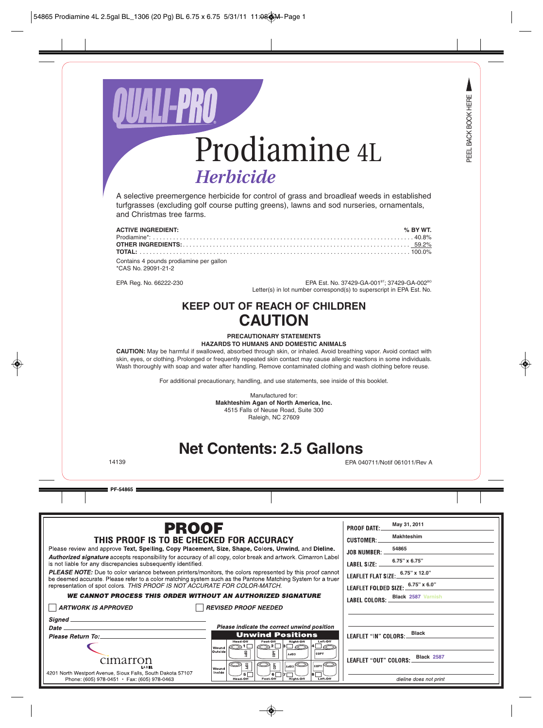# QUALI-PRO

# Prodiamine 4L

## *Herbicide*

A selective preemergence herbicide for control of grass and broadleaf weeds in established turfgrasses (excluding golf course putting greens), lawns and sod nurseries, ornamentals, and Christmas tree farms.

| **ACTIVE INGREDIENT:** | **% BY WT.** |
|---|---|
| Prodiamine*: | 40.8% |
| **OTHER INGREDIENTS:** | 59.2% |
| **TOTAL:** | 100.0% |

Contains 4 pounds prodiamine per gallon
*CAS No. 29091-21-2

EPA Reg. No. 66222-230

EPA Est. No. 37429-GA-001[BT]; 37429-GA-002[BO]
Letter(s) in lot number correspond(s) to superscript in EPA Est. No.

## KEEP OUT OF REACH OF CHILDREN

## CAUTION

**PRECAUTIONARY STATEMENTS**

**HAZARDS TO HUMANS AND DOMESTIC ANIMALS**

**CAUTION:** May be harmful if swallowed, absorbed through skin, or inhaled. Avoid breathing vapor. Avoid contact with skin, eyes, or clothing. Prolonged or frequently repeated skin contact may cause allergic reactions in some individuals. Wash thoroughly with soap and water after handling. Remove contaminated clothing and wash clothing before reuse.

For additional precautionary, handling, and use statements, see inside of this booklet.

Manufactured for:
**Makhteshim Agan of North America, Inc.**
4515 Falls of Neuse Road, Suite 300
Raleigh, NC 27609

## Net Contents: 2.5 Gallons

14139

EPA 040711/Notif 061011/Rev A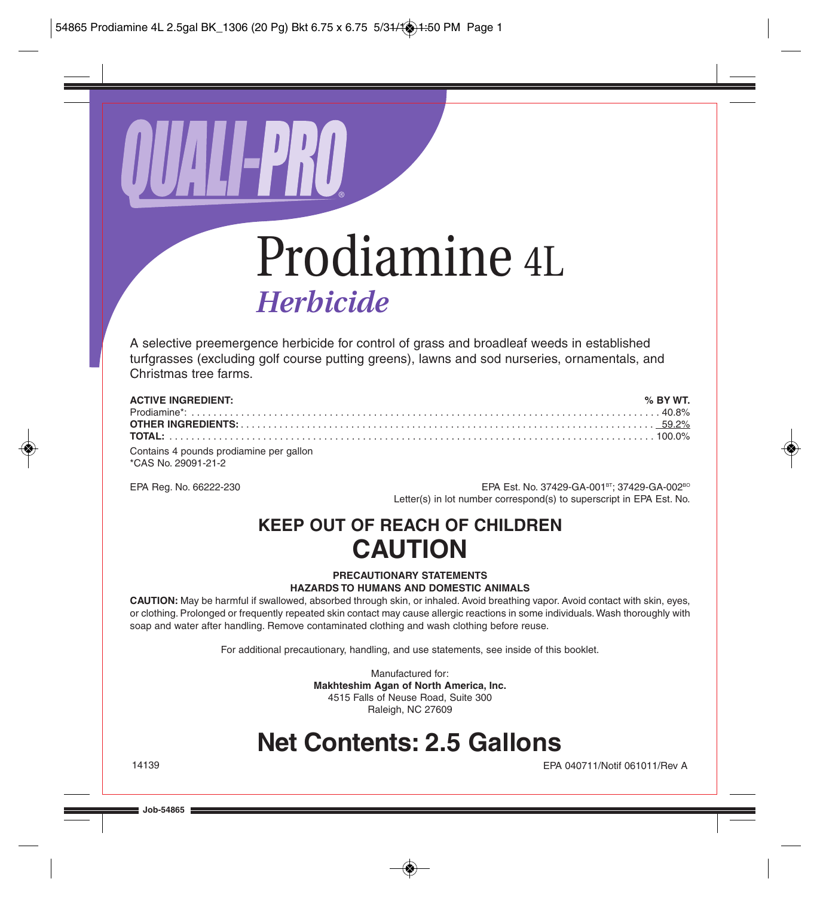# QUALI-PRO®

# Prodiamine 4L

## *Herbicide*

A selective preemergence herbicide for control of grass and broadleaf weeds in established turfgrasses (excluding golf course putting greens), lawns and sod nurseries, ornamentals, and Christmas tree farms.

| **ACTIVE INGREDIENT:** | **% BY WT.** |
|---|---|
| Prodiamine*: | 40.8% |
| **OTHER INGREDIENTS:** | 59.2% |
| **TOTAL:** | 100.0% |

Contains 4 pounds prodiamine per gallon
*CAS No. 29091-21-2

EPA Reg. No. 66222-230

EPA Est. No. 37429-GA-001[BT]; 37429-GA-002[BO]
Letter(s) in lot number correspond(s) to superscript in EPA Est. No.

## KEEP OUT OF REACH OF CHILDREN
# CAUTION

**PRECAUTIONARY STATEMENTS**
**HAZARDS TO HUMANS AND DOMESTIC ANIMALS**

**CAUTION:** May be harmful if swallowed, absorbed through skin, or inhaled. Avoid breathing vapor. Avoid contact with skin, eyes, or clothing. Prolonged or frequently repeated skin contact may cause allergic reactions in some individuals. Wash thoroughly with soap and water after handling. Remove contaminated clothing and wash clothing before reuse.

For additional precautionary, handling, and use statements, see inside of this booklet.

Manufactured for:
**Makhteshim Agan of North America, Inc.**
4515 Falls of Neuse Road, Suite 300
Raleigh, NC 27609

# Net Contents: 2.5 Gallons

14139

EPA 040711/Notif 061011/Rev A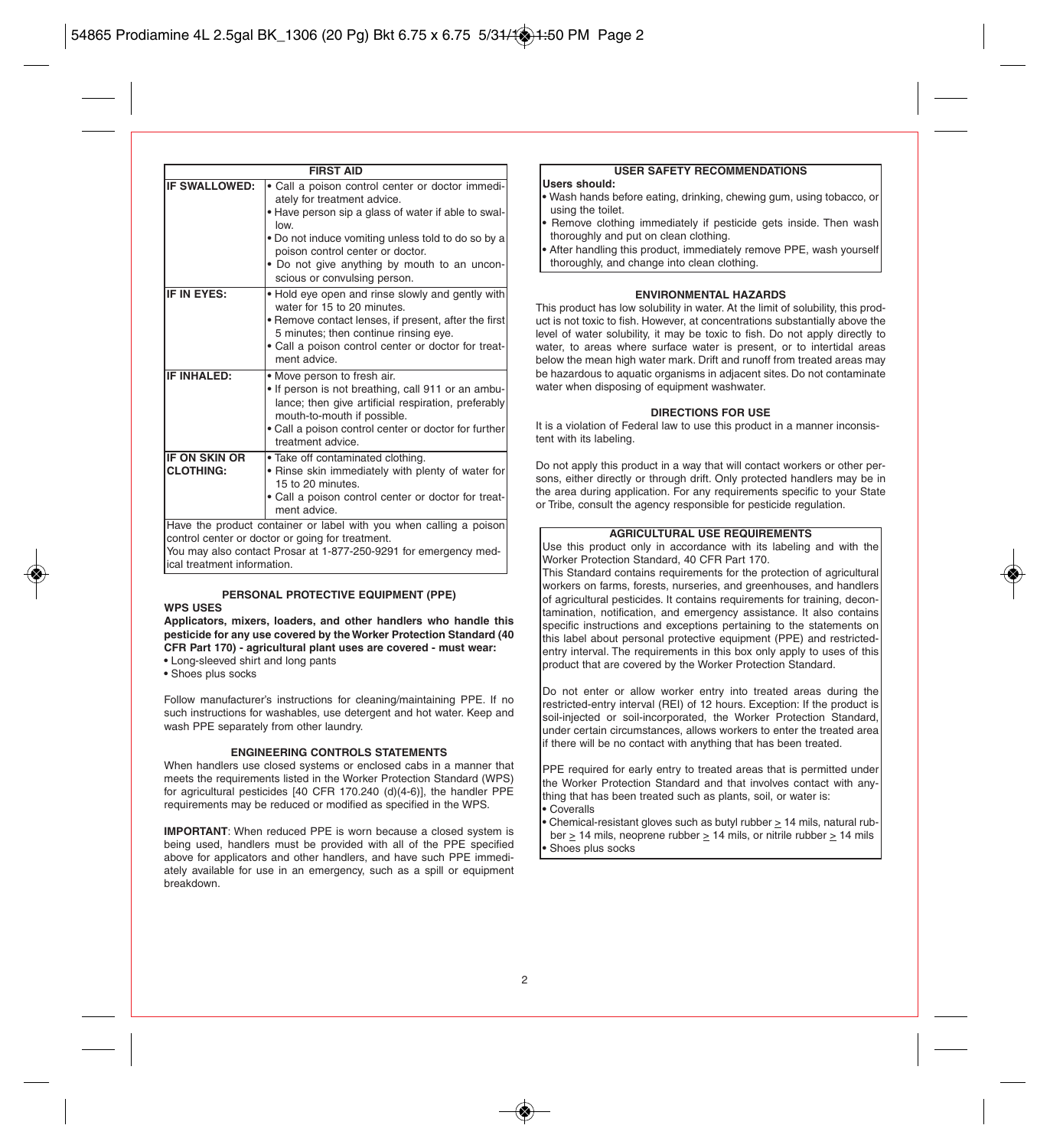## FIRST AID

| | |
|---|---|
| **IF SWALLOWED:** | • Call a poison control center or doctor immediately for treatment advice.<br>• Have person sip a glass of water if able to swallow.<br>• Do not induce vomiting unless told to do so by a poison control center or doctor.<br>• Do not give anything by mouth to an unconscious or convulsing person. |
| **IF IN EYES:** | • Hold eye open and rinse slowly and gently with water for 15 to 20 minutes.<br>• Remove contact lenses, if present, after the first 5 minutes; then continue rinsing eye.<br>• Call a poison control center or doctor for treatment advice. |
| **IF INHALED:** | • Move person to fresh air.<br>• If person is not breathing, call 911 or an ambulance; then give artificial respiration, preferably mouth-to-mouth if possible.<br>• Call a poison control center or doctor for further treatment advice. |
| **IF ON SKIN OR CLOTHING:** | • Take off contaminated clothing.<br>• Rinse skin immediately with plenty of water for 15 to 20 minutes.<br>• Call a poison control center or doctor for treatment advice. |

Have the product container or label with you when calling a poison control center or doctor or going for treatment.
You may also contact Prosar at 1-877-250-9291 for emergency medical treatment information.

## PERSONAL PROTECTIVE EQUIPMENT (PPE)

**WPS USES**

**Applicators, mixers, loaders, and other handlers who handle this pesticide for any use covered by the Worker Protection Standard (40 CFR Part 170) - agricultural plant uses are covered - must wear:**

- Long-sleeved shirt and long pants
- Shoes plus socks

Follow manufacturer's instructions for cleaning/maintaining PPE. If no such instructions for washables, use detergent and hot water. Keep and wash PPE separately from other laundry.

## ENGINEERING CONTROLS STATEMENTS

When handlers use closed systems or enclosed cabs in a manner that meets the requirements listed in the Worker Protection Standard (WPS) for agricultural pesticides [40 CFR 170.240 (d)(4-6)], the handler PPE requirements may be reduced or modified as specified in the WPS.

**IMPORTANT**: When reduced PPE is worn because a closed system is being used, handlers must be provided with all of the PPE specified above for applicators and other handlers, and have such PPE immediately available for use in an emergency, such as a spill or equipment breakdown.

## USER SAFETY RECOMMENDATIONS

**Users should:**

- Wash hands before eating, drinking, chewing gum, using tobacco, or using the toilet.
- Remove clothing immediately if pesticide gets inside. Then wash thoroughly and put on clean clothing.
- After handling this product, immediately remove PPE, wash yourself thoroughly, and change into clean clothing.

## ENVIRONMENTAL HAZARDS

This product has low solubility in water. At the limit of solubility, this product is not toxic to fish. However, at concentrations substantially above the level of water solubility, it may be toxic to fish. Do not apply directly to water, to areas where surface water is present, or to intertidal areas below the mean high water mark. Drift and runoff from treated areas may be hazardous to aquatic organisms in adjacent sites. Do not contaminate water when disposing of equipment washwater.

## DIRECTIONS FOR USE

It is a violation of Federal law to use this product in a manner inconsistent with its labeling.

Do not apply this product in a way that will contact workers or other persons, either directly or through drift. Only protected handlers may be in the area during application. For any requirements specific to your State or Tribe, consult the agency responsible for pesticide regulation.

## AGRICULTURAL USE REQUIREMENTS

Use this product only in accordance with its labeling and with the Worker Protection Standard, 40 CFR Part 170.
This Standard contains requirements for the protection of agricultural workers on farms, forests, nurseries, and greenhouses, and handlers of agricultural pesticides. It contains requirements for training, decontamination, notification, and emergency assistance. It also contains specific instructions and exceptions pertaining to the statements on this label about personal protective equipment (PPE) and restricted-entry interval. The requirements in this box only apply to uses of this product that are covered by the Worker Protection Standard.

Do not enter or allow worker entry into treated areas during the restricted-entry interval (REI) of 12 hours. Exception: If the product is soil-injected or soil-incorporated, the Worker Protection Standard, under certain circumstances, allows workers to enter the treated area if there will be no contact with anything that has been treated.

PPE required for early entry to treated areas that is permitted under the Worker Protection Standard and that involves contact with anything that has been treated such as plants, soil, or water is:

- Coveralls
- Chemical-resistant gloves such as butyl rubber ≥ 14 mils, natural rubber ≥ 14 mils, neoprene rubber ≥ 14 mils, or nitrile rubber ≥ 14 mils
- Shoes plus socks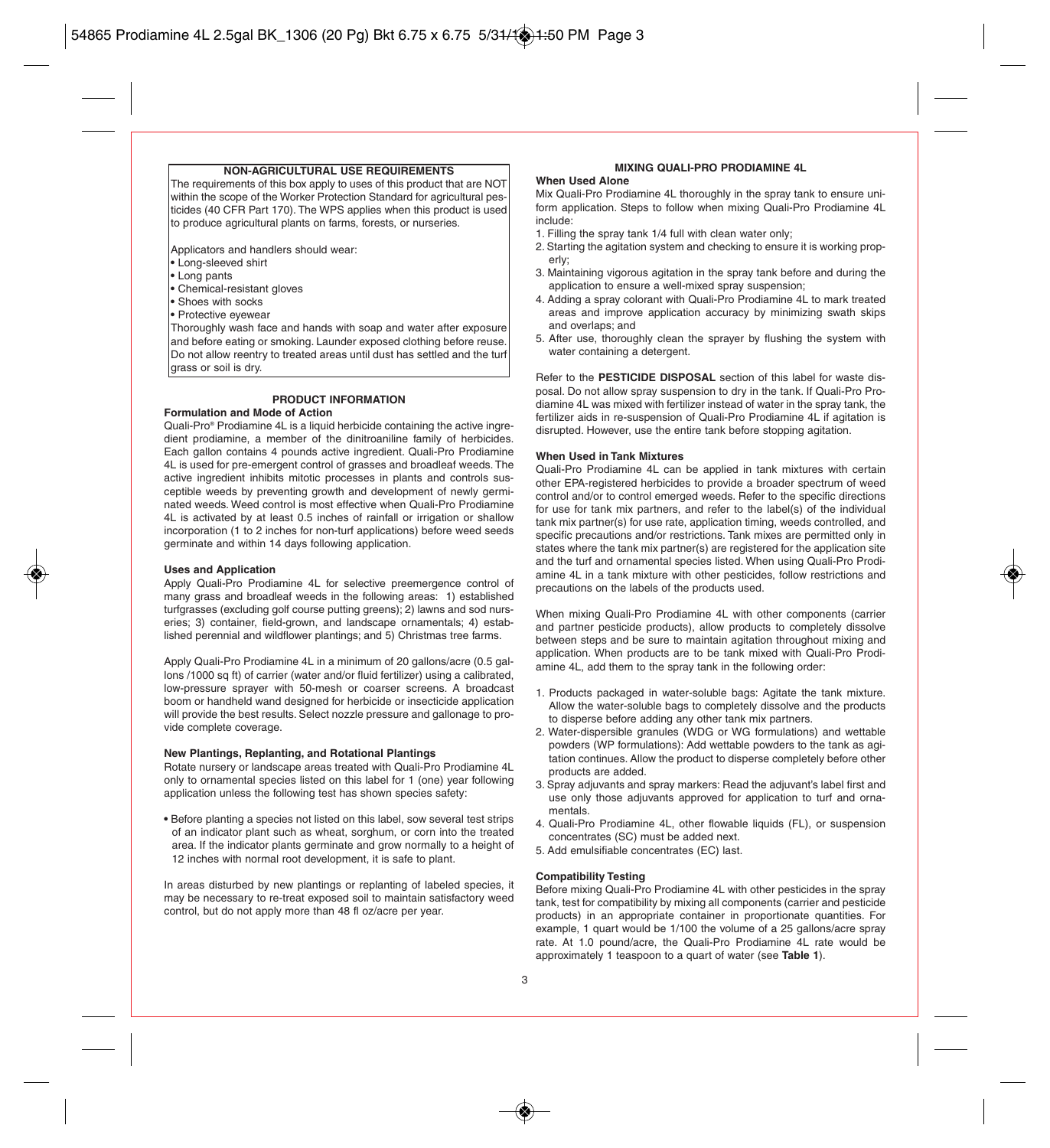## NON-AGRICULTURAL USE REQUIREMENTS

The requirements of this box apply to uses of this product that are NOT within the scope of the Worker Protection Standard for agricultural pesticides (40 CFR Part 170). The WPS applies when this product is used to produce agricultural plants on farms, forests, or nurseries.

Applicators and handlers should wear:

- Long-sleeved shirt
- Long pants
- Chemical-resistant gloves
- Shoes with socks
- Protective eyewear

Thoroughly wash face and hands with soap and water after exposure and before eating or smoking. Launder exposed clothing before reuse. Do not allow reentry to treated areas until dust has settled and the turf grass or soil is dry.

## PRODUCT INFORMATION

### Formulation and Mode of Action

Quali-Pro® Prodiamine 4L is a liquid herbicide containing the active ingredient prodiamine, a member of the dinitroaniline family of herbicides. Each gallon contains 4 pounds active ingredient. Quali-Pro Prodiamine 4L is used for pre-emergent control of grasses and broadleaf weeds. The active ingredient inhibits mitotic processes in plants and controls susceptible weeds by preventing growth and development of newly germinated weeds. Weed control is most effective when Quali-Pro Prodiamine 4L is activated by at least 0.5 inches of rainfall or irrigation or shallow incorporation (1 to 2 inches for non-turf applications) before weed seeds germinate and within 14 days following application.

### Uses and Application

Apply Quali-Pro Prodiamine 4L for selective preemergence control of many grass and broadleaf weeds in the following areas: 1) established turfgrasses (excluding golf course putting greens); 2) lawns and sod nurseries; 3) container, field-grown, and landscape ornamentals; 4) established perennial and wildflower plantings; and 5) Christmas tree farms.

Apply Quali-Pro Prodiamine 4L in a minimum of 20 gallons/acre (0.5 gallons /1000 sq ft) of carrier (water and/or fluid fertilizer) using a calibrated, low-pressure sprayer with 50-mesh or coarser screens. A broadcast boom or handheld wand designed for herbicide or insecticide application will provide the best results. Select nozzle pressure and gallonage to provide complete coverage.

### New Plantings, Replanting, and Rotational Plantings

Rotate nursery or landscape areas treated with Quali-Pro Prodiamine 4L only to ornamental species listed on this label for 1 (one) year following application unless the following test has shown species safety:

- Before planting a species not listed on this label, sow several test strips of an indicator plant such as wheat, sorghum, or corn into the treated area. If the indicator plants germinate and grow normally to a height of 12 inches with normal root development, it is safe to plant.

In areas disturbed by new plantings or replanting of labeled species, it may be necessary to re-treat exposed soil to maintain satisfactory weed control, but do not apply more than 48 fl oz/acre per year.

## MIXING QUALI-PRO PRODIAMINE 4L

### When Used Alone

Mix Quali-Pro Prodiamine 4L thoroughly in the spray tank to ensure uniform application. Steps to follow when mixing Quali-Pro Prodiamine 4L include:

1. Filling the spray tank 1/4 full with clean water only;
2. Starting the agitation system and checking to ensure it is working properly;
3. Maintaining vigorous agitation in the spray tank before and during the application to ensure a well-mixed spray suspension;
4. Adding a spray colorant with Quali-Pro Prodiamine 4L to mark treated areas and improve application accuracy by minimizing swath skips and overlaps; and
5. After use, thoroughly clean the sprayer by flushing the system with water containing a detergent.

Refer to the **PESTICIDE DISPOSAL** section of this label for waste disposal. Do not allow spray suspension to dry in the tank. If Quali-Pro Prodiamine 4L was mixed with fertilizer instead of water in the spray tank, the fertilizer aids in re-suspension of Quali-Pro Prodiamine 4L if agitation is disrupted. However, use the entire tank before stopping agitation.

### When Used in Tank Mixtures

Quali-Pro Prodiamine 4L can be applied in tank mixtures with certain other EPA-registered herbicides to provide a broader spectrum of weed control and/or to control emerged weeds. Refer to the specific directions for use for tank mix partners, and refer to the label(s) of the individual tank mix partner(s) for use rate, application timing, weeds controlled, and specific precautions and/or restrictions. Tank mixes are permitted only in states where the tank mix partner(s) are registered for the application site and the turf and ornamental species listed. When using Quali-Pro Prodiamine 4L in a tank mixture with other pesticides, follow restrictions and precautions on the labels of the products used.

When mixing Quali-Pro Prodiamine 4L with other components (carrier and partner pesticide products), allow products to completely dissolve between steps and be sure to maintain agitation throughout mixing and application. When products are to be tank mixed with Quali-Pro Prodiamine 4L, add them to the spray tank in the following order:

1. Products packaged in water-soluble bags: Agitate the tank mixture. Allow the water-soluble bags to completely dissolve and the products to disperse before adding any other tank mix partners.
2. Water-dispersible granules (WDG or WG formulations) and wettable powders (WP formulations): Add wettable powders to the tank as agitation continues. Allow the product to disperse completely before other products are added.
3. Spray adjuvants and spray markers: Read the adjuvant's label first and use only those adjuvants approved for application to turf and ornamentals.
4. Quali-Pro Prodiamine 4L, other flowable liquids (FL), or suspension concentrates (SC) must be added next.
5. Add emulsifiable concentrates (EC) last.

### Compatibility Testing

Before mixing Quali-Pro Prodiamine 4L with other pesticides in the spray tank, test for compatibility by mixing all components (carrier and pesticide products) in an appropriate container in proportionate quantities. For example, 1 quart would be 1/100 the volume of a 25 gallons/acre spray rate. At 1.0 pound/acre, the Quali-Pro Prodiamine 4L rate would be approximately 1 teaspoon to a quart of water (see **Table 1**).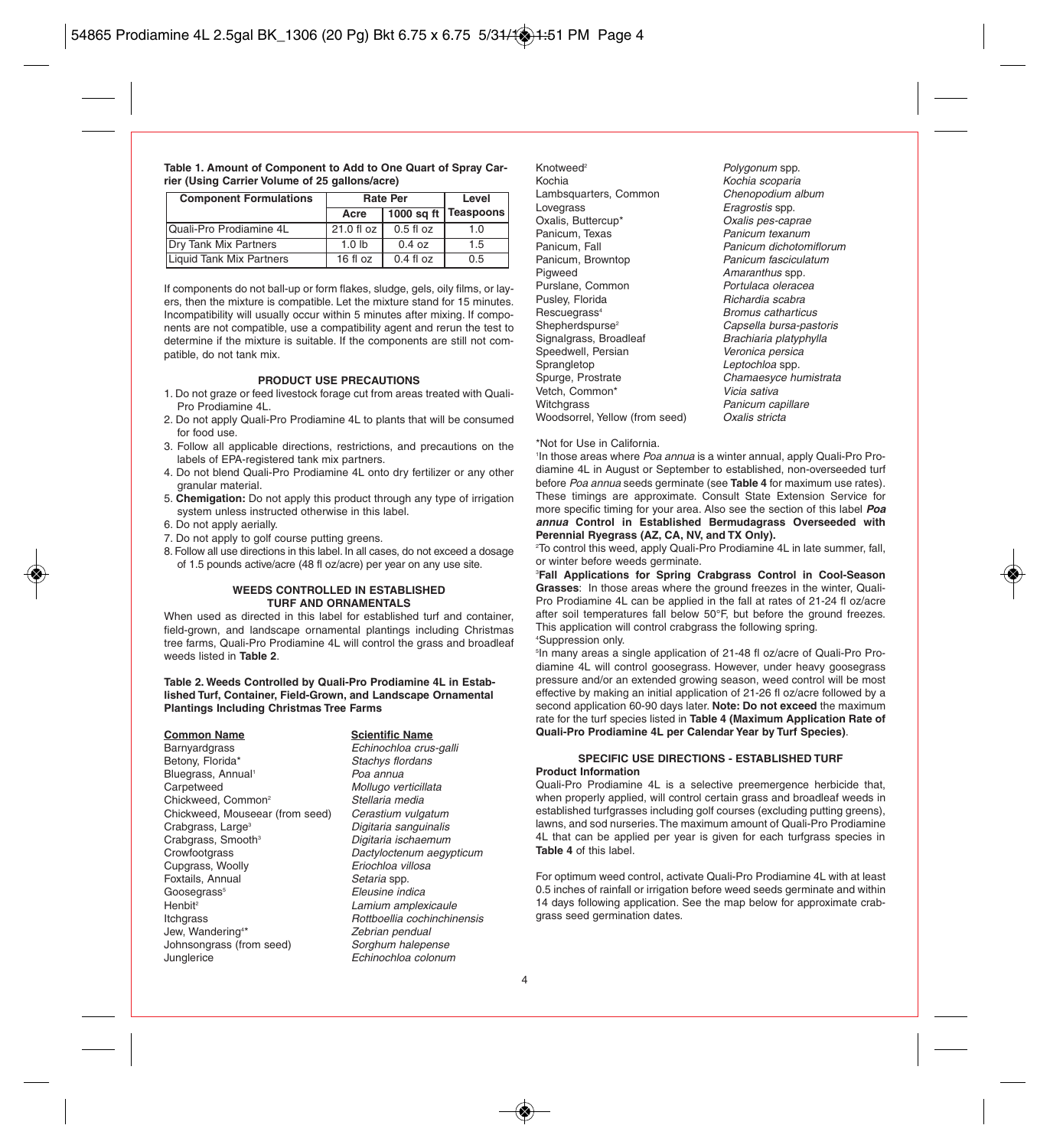**Table 1. Amount of Component to Add to One Quart of Spray Carrier (Using Carrier Volume of 25 gallons/acre)**

| Component Formulations | Rate Per | | Level |
|---|---|---|---|
| | Acre | 1000 sq ft | Teaspoons |
| Quali-Pro Prodiamine 4L | 21.0 fl oz | 0.5 fl oz | 1.0 |
| Dry Tank Mix Partners | 1.0 lb | 0.4 oz | 1.5 |
| Liquid Tank Mix Partners | 16 fl oz | 0.4 fl oz | 0.5 |

If components do not ball-up or form flakes, sludge, gels, oily films, or layers, then the mixture is compatible. Let the mixture stand for 15 minutes. Incompatibility will usually occur within 5 minutes after mixing. If components are not compatible, use a compatibility agent and rerun the test to determine if the mixture is suitable. If the components are still not compatible, do not tank mix.

### PRODUCT USE PRECAUTIONS

1. Do not graze or feed livestock forage cut from areas treated with Quali-Pro Prodiamine 4L.
2. Do not apply Quali-Pro Prodiamine 4L to plants that will be consumed for food use.
3. Follow all applicable directions, restrictions, and precautions on the labels of EPA-registered tank mix partners.
4. Do not blend Quali-Pro Prodiamine 4L onto dry fertilizer or any other granular material.
5. **Chemigation:** Do not apply this product through any type of irrigation system unless instructed otherwise in this label.
6. Do not apply aerially.
7. Do not apply to golf course putting greens.
8. Follow all use directions in this label. In all cases, do not exceed a dosage of 1.5 pounds active/acre (48 fl oz/acre) per year on any use site.

### WEEDS CONTROLLED IN ESTABLISHED TURF AND ORNAMENTALS

When used as directed in this label for established turf and container, field-grown, and landscape ornamental plantings including Christmas tree farms, Quali-Pro Prodiamine 4L will control the grass and broadleaf weeds listed in **Table 2**.

**Table 2. Weeds Controlled by Quali-Pro Prodiamine 4L in Established Turf, Container, Field-Grown, and Landscape Ornamental Plantings Including Christmas Tree Farms**

| Common Name | Scientific Name |
|---|---|
| Barnyardgrass | *Echinochloa crus-galli* |
| Betony, Florida* | *Stachys flordans* |
| Bluegrass, Annual[1] | *Poa annua* |
| Carpetweed | *Mollugo verticillata* |
| Chickweed, Common[2] | *Stellaria media* |
| Chickweed, Mouseear (from seed) | *Cerastium vulgatum* |
| Crabgrass, Large[3] | *Digitaria sanguinalis* |
| Crabgrass, Smooth[3] | *Digitaria ischaemum* |
| Crowfootgrass | *Dactyloctenum aegypticum* |
| Cupgrass, Woolly | *Eriochloa villosa* |
| Foxtails, Annual | *Setaria* spp. |
| Goosegrass[5] | *Eleusine indica* |
| Henbit[2] | *Lamium amplexicaule* |
| Itchgrass | *Rottboellia cochinchinensis* |
| Jew, Wandering[4]* | *Zebrian pendual* |
| Johnsongrass (from seed) | *Sorghum halepense* |
| Junglerice | *Echinochloa colonum* |
| Knotweed[2] | *Polygonum* spp. |
| Kochia | *Kochia scoparia* |
| Lambsquarters, Common | *Chenopodium album* |
| Lovegrass | *Eragrostis* spp. |
| Oxalis, Buttercup* | *Oxalis pes-caprae* |
| Panicum, Texas | *Panicum texanum* |
| Panicum, Fall | *Panicum dichotomiflorum* |
| Panicum, Browntop | *Panicum fasciculatum* |
| Pigweed | *Amaranthus* spp. |
| Purslane, Common | *Portulaca oleracea* |
| Pusley, Florida | *Richardia scabra* |
| Rescuegrass[4] | *Bromus catharticus* |
| Shepherdspurse[2] | *Capsella bursa-pastoris* |
| Signalgrass, Broadleaf | *Brachiaria platyphylla* |
| Speedwell, Persian | *Veronica persica* |
| Sprangletop | *Leptochloa* spp. |
| Spurge, Prostrate | *Chamaesyce humistrata* |
| Vetch, Common* | *Vicia sativa* |
| Witchgrass | *Panicum capillare* |
| Woodsorrel, Yellow (from seed) | *Oxalis stricta* |

*Not for Use in California.

[1]In those areas where *Poa annua* is a winter annual, apply Quali-Pro Prodiamine 4L in August or September to established, non-overseeded turf before *Poa annua* seeds germinate (see **Table 4** for maximum use rates). These timings are approximate. Consult State Extension Service for more specific timing for your area. Also see the section of this label ***Poa annua*** **Control in Established Bermudagrass Overseeded with Perennial Ryegrass (AZ, CA, NV, and TX Only).**

[2]To control this weed, apply Quali-Pro Prodiamine 4L in late summer, fall, or winter before weeds germinate.

[3]**Fall Applications for Spring Crabgrass Control in Cool-Season Grasses**: In those areas where the ground freezes in the winter, Quali-Pro Prodiamine 4L can be applied in the fall at rates of 21-24 fl oz/acre after soil temperatures fall below 50°F, but before the ground freezes. This application will control crabgrass the following spring.

[4]Suppression only.

[5]In many areas a single application of 21-48 fl oz/acre of Quali-Pro Prodiamine 4L will control goosegrass. However, under heavy goosegrass pressure and/or an extended growing season, weed control will be most effective by making an initial application of 21-26 fl oz/acre followed by a second application 60-90 days later. **Note: Do not exceed** the maximum rate for the turf species listed in **Table 4 (Maximum Application Rate of Quali-Pro Prodiamine 4L per Calendar Year by Turf Species)**.

### SPECIFIC USE DIRECTIONS - ESTABLISHED TURF

**Product Information**

Quali-Pro Prodiamine 4L is a selective preemergence herbicide that, when properly applied, will control certain grass and broadleaf weeds in established turfgrasses including golf courses (excluding putting greens), lawns, and sod nurseries. The maximum amount of Quali-Pro Prodiamine 4L that can be applied per year is given for each turfgrass species in **Table 4** of this label.

For optimum weed control, activate Quali-Pro Prodiamine 4L with at least 0.5 inches of rainfall or irrigation before weed seeds germinate and within 14 days following application. See the map below for approximate crabgrass seed germination dates.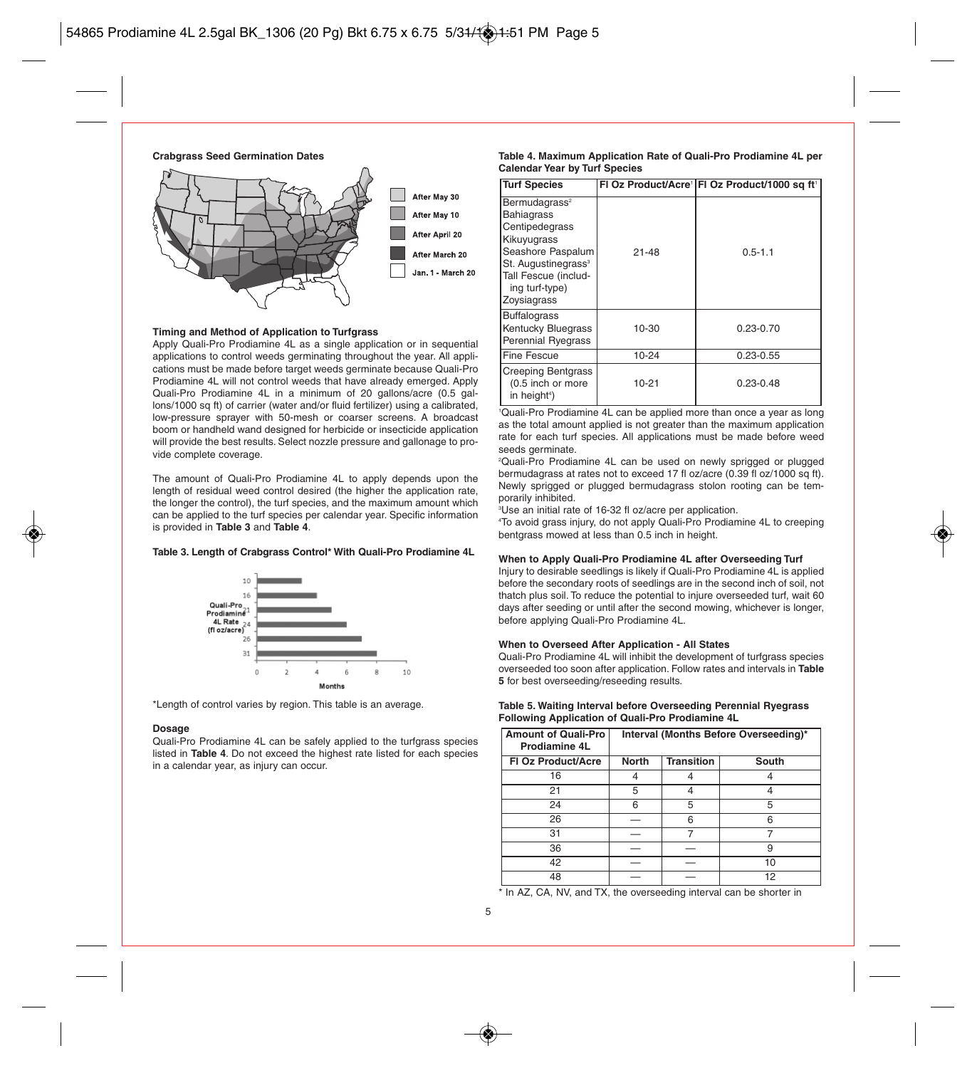**Crabgrass Seed Germination Dates**

After May 30
After May 10
After April 20
After March 20
Jan. 1 - March 20

**Timing and Method of Application to Turfgrass**

Apply Quali-Pro Prodiamine 4L as a single application or in sequential applications to control weeds germinating throughout the year. All applications must be made before target weeds germinate because Quali-Pro Prodiamine 4L will not control weeds that have already emerged. Apply Quali-Pro Prodiamine 4L in a minimum of 20 gallons/acre (0.5 gallons/1000 sq ft) of carrier (water and/or fluid fertilizer) using a calibrated, low-pressure sprayer with 50-mesh or coarser screens. A broadcast boom or handheld wand designed for herbicide or insecticide application will provide the best results. Select nozzle pressure and gallonage to provide complete coverage.

The amount of Quali-Pro Prodiamine 4L to apply depends upon the length of residual weed control desired (the higher the application rate, the longer the control), the turf species, and the maximum amount which can be applied to the turf species per calendar year. Specific information is provided in **Table 3** and **Table 4**.

**Table 3. Length of Crabgrass Control* With Quali-Pro Prodiamine 4L**

| Quali-Pro Prodiamine 4L Rate (fl oz/acre) | Months |
|---|---|
| 10 | 3 |
| 16 | 4 |
| 21 | 5 |
| 24 | 6 |
| 26 | 7 |
| 31 | 8 |

*Length of control varies by region. This table is an average.

**Dosage**

Quali-Pro Prodiamine 4L can be safely applied to the turfgrass species listed in **Table 4**. Do not exceed the highest rate listed for each species in a calendar year, as injury can occur.

**Table 4. Maximum Application Rate of Quali-Pro Prodiamine 4L per Calendar Year by Turf Species**

| Turf Species | Fl Oz Product/Acre[1] | Fl Oz Product/1000 sq ft[1] |
|---|---|---|
| Bermudagrass[2] Bahiagrass Centipedegrass Kikuyugrass Seashore Paspalum St. Augustinegrass[3] Tall Fescue (including turf-type) Zoysiagrass | 21-48 | 0.5-1.1 |
| Buffalograss Kentucky Bluegrass Perennial Ryegrass | 10-30 | 0.23-0.70 |
| Fine Fescue | 10-24 | 0.23-0.55 |
| Creeping Bentgrass (0.5 inch or more in height[4]) | 10-21 | 0.23-0.48 |

[1]Quali-Pro Prodiamine 4L can be applied more than once a year as long as the total amount applied is not greater than the maximum application rate for each turf species. All applications must be made before weed seeds germinate.

[2]Quali-Pro Prodiamine 4L can be used on newly sprigged or plugged bermudagrass at rates not to exceed 17 fl oz/acre (0.39 fl oz/1000 sq ft). Newly sprigged or plugged bermudagrass stolon rooting can be temporarily inhibited.

[3]Use an initial rate of 16-32 fl oz/acre per application.

[4]To avoid grass injury, do not apply Quali-Pro Prodiamine 4L to creeping bentgrass mowed at less than 0.5 inch in height.

**When to Apply Quali-Pro Prodiamine 4L after Overseeding Turf**

Injury to desirable seedlings is likely if Quali-Pro Prodiamine 4L is applied before the secondary roots of seedlings are in the second inch of soil, not thatch plus soil. To reduce the potential to injure overseeded turf, wait 60 days after seeding or until after the second mowing, whichever is longer, before applying Quali-Pro Prodiamine 4L.

**When to Overseed After Application - All States**

Quali-Pro Prodiamine 4L will inhibit the development of turfgrass species overseeded too soon after application. Follow rates and intervals in **Table 5** for best overseeding/reseeding results.

**Table 5. Waiting Interval before Overseeding Perennial Ryegrass Following Application of Quali-Pro Prodiamine 4L**

| Amount of Quali-Pro Prodiamine 4L | Interval (Months Before Overseeding)* | | |
|---|---|---|---|
| Fl Oz Product/Acre | North | Transition | South |
| 16 | 4 | 4 | 4 |
| 21 | 5 | 4 | 4 |
| 24 | 6 | 5 | 5 |
| 26 | — | 6 | 6 |
| 31 | — | 7 | 7 |
| 36 | — | — | 9 |
| 42 | — | — | 10 |
| 48 | — | — | 12 |

* In AZ, CA, NV, and TX, the overseeding interval can be shorter in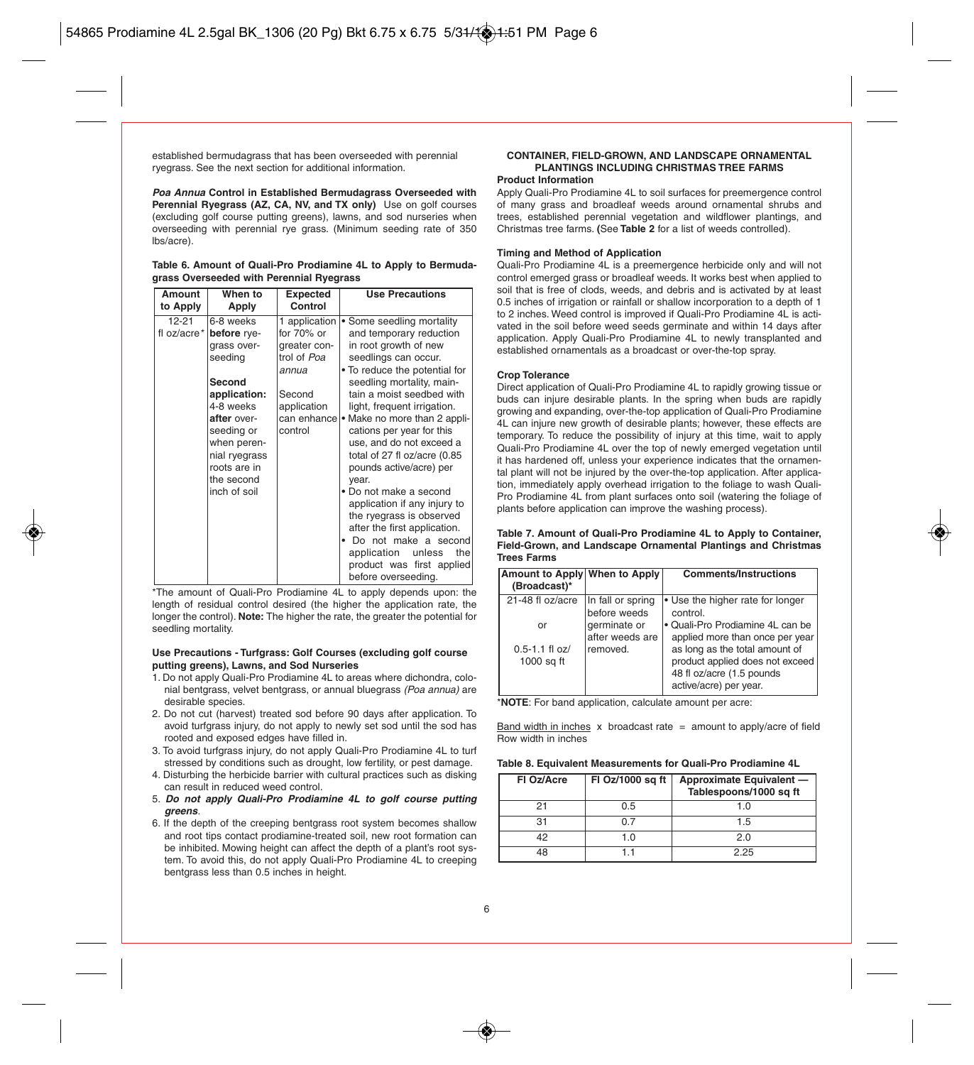established bermudagrass that has been overseeded with perennial ryegrass. See the next section for additional information.

***Poa Annua* Control in Established Bermudagrass Overseeded with Perennial Ryegrass (AZ, CA, NV, and TX only)** Use on golf courses (excluding golf course putting greens), lawns, and sod nurseries when overseeding with perennial rye grass. (Minimum seeding rate of 350 lbs/acre).

**Table 6. Amount of Quali-Pro Prodiamine 4L to Apply to Bermudagrass Overseeded with Perennial Ryegrass**

| Amount to Apply | When to Apply | Expected Control | Use Precautions |
|---|---|---|---|
| 12-21 fl oz/acre* | 6-8 weeks **before** ryegrass overseeding<br><br>**Second application:** 4-8 weeks **after** overseeding or when perennial ryegrass roots are in the second inch of soil | 1 application for 70% or greater control of *Poa annua*<br><br>Second application can enhance control | • Some seedling mortality and temporary reduction in root growth of new seedlings can occur.<br>• To reduce the potential for seedling mortality, maintain a moist seedbed with light, frequent irrigation.<br>• Make no more than 2 applications per year for this use, and do not exceed a total of 27 fl oz/acre (0.85 pounds active/acre) per year.<br>• Do not make a second application if any injury to the ryegrass is observed after the first application.<br>• Do not make a second application unless the product was first applied before overseeding. |

*The amount of Quali-Pro Prodiamine 4L to apply depends upon: the length of residual control desired (the higher the application rate, the longer the control). **Note:** The higher the rate, the greater the potential for seedling mortality.

**Use Precautions - Turfgrass: Golf Courses (excluding golf course putting greens), Lawns, and Sod Nurseries**

1. Do not apply Quali-Pro Prodiamine 4L to areas where dichondra, colonial bentgrass, velvet bentgrass, or annual bluegrass *(Poa annua)* are desirable species.
2. Do not cut (harvest) treated sod before 90 days after application. To avoid turfgrass injury, do not apply to newly set sod until the sod has rooted and exposed edges have filled in.
3. To avoid turfgrass injury, do not apply Quali-Pro Prodiamine 4L to turf stressed by conditions such as drought, low fertility, or pest damage.
4. Disturbing the herbicide barrier with cultural practices such as disking can result in reduced weed control.
5. ***Do not apply Quali-Pro Prodiamine 4L to golf course putting greens***.
6. If the depth of the creeping bentgrass root system becomes shallow and root tips contact prodiamine-treated soil, new root formation can be inhibited. Mowing height can affect the depth of a plant's root system. To avoid this, do not apply Quali-Pro Prodiamine 4L to creeping bentgrass less than 0.5 inches in height.

## CONTAINER, FIELD-GROWN, AND LANDSCAPE ORNAMENTAL PLANTINGS INCLUDING CHRISTMAS TREE FARMS

**Product Information**

Apply Quali-Pro Prodiamine 4L to soil surfaces for preemergence control of many grass and broadleaf weeds around ornamental shrubs and trees, established perennial vegetation and wildflower plantings, and Christmas tree farms. **(**See **Table 2** for a list of weeds controlled).

**Timing and Method of Application**

Quali-Pro Prodiamine 4L is a preemergence herbicide only and will not control emerged grass or broadleaf weeds. It works best when applied to soil that is free of clods, weeds, and debris and is activated by at least 0.5 inches of irrigation or rainfall or shallow incorporation to a depth of 1 to 2 inches. Weed control is improved if Quali-Pro Prodiamine 4L is activated in the soil before weed seeds germinate and within 14 days after application. Apply Quali-Pro Prodiamine 4L to newly transplanted and established ornamentals as a broadcast or over-the-top spray.

**Crop Tolerance**

Direct application of Quali-Pro Prodiamine 4L to rapidly growing tissue or buds can injure desirable plants. In the spring when buds are rapidly growing and expanding, over-the-top application of Quali-Pro Prodiamine 4L can injure new growth of desirable plants; however, these effects are temporary. To reduce the possibility of injury at this time, wait to apply Quali-Pro Prodiamine 4L over the top of newly emerged vegetation until it has hardened off, unless your experience indicates that the ornamental plant will not be injured by the over-the-top application. After application, immediately apply overhead irrigation to the foliage to wash Quali-Pro Prodiamine 4L from plant surfaces onto soil (watering the foliage of plants before application can improve the washing process).

**Table 7. Amount of Quali-Pro Prodiamine 4L to Apply to Container, Field-Grown, and Landscape Ornamental Plantings and Christmas Trees Farms**

| Amount to Apply (Broadcast)* | When to Apply | Comments/Instructions |
|---|---|---|
| 21-48 fl oz/acre<br><br>or<br><br>0.5-1.1 fl oz/ 1000 sq ft | In fall or spring before weeds germinate or after weeds are removed. | • Use the higher rate for longer control.<br>• Quali-Pro Prodiamine 4L can be applied more than once per year as long as the total amount of product applied does not exceed 48 fl oz/acre (1.5 pounds active/acre) per year. |

\***NOTE**: For band application, calculate amount per acre:

$$\frac{\text{Band width in inches}}{\text{Row width in inches}} \times \text{broadcast rate} = \text{amount to apply/acre of field}$$

**Table 8. Equivalent Measurements for Quali-Pro Prodiamine 4L**

| Fl Oz/Acre | Fl Oz/1000 sq ft | Approximate Equivalent — Tablespoons/1000 sq ft |
|---|---|---|
| 21 | 0.5 | 1.0 |
| 31 | 0.7 | 1.5 |
| 42 | 1.0 | 2.0 |
| 48 | 1.1 | 2.25 |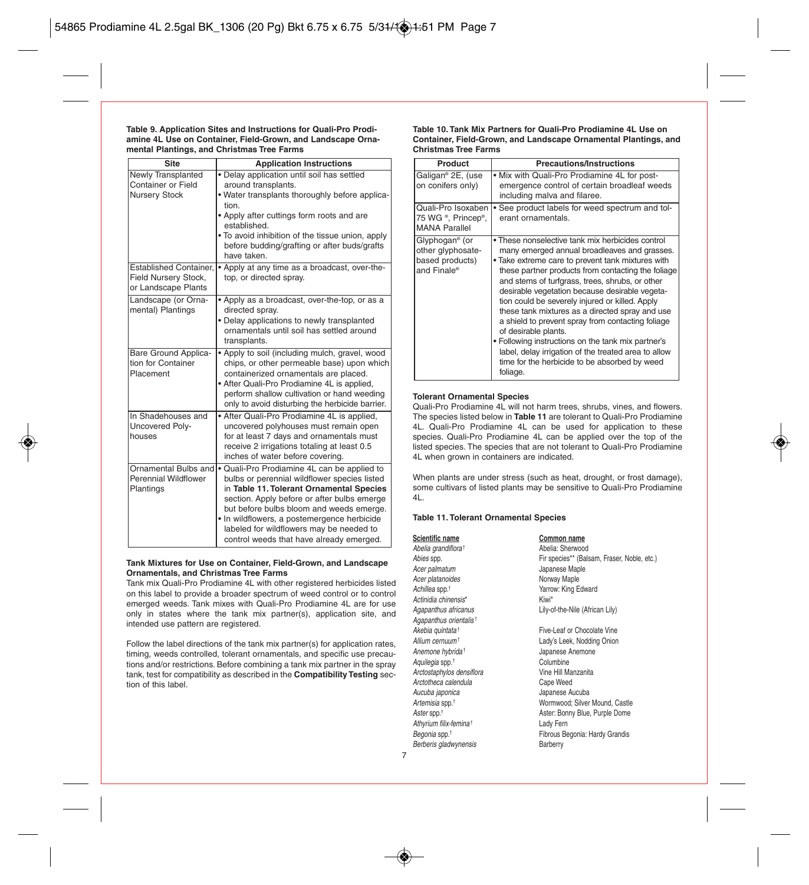**Table 9. Application Sites and Instructions for Quali-Pro Prodiamine 4L Use on Container, Field-Grown, and Landscape Ornamental Plantings, and Christmas Tree Farms**

| Site | Application Instructions |
|---|---|
| Newly Transplanted Container or Field Nursery Stock | • Delay application until soil has settled around transplants.<br>• Water transplants thoroughly before application.<br>• Apply after cuttings form roots and are established.<br>• To avoid inhibition of the tissue union, apply before budding/grafting or after buds/grafts have taken. |
| Established Container, Field Nursery Stock, or Landscape Plants | • Apply at any time as a broadcast, over-the-top, or directed spray. |
| Landscape (or Ornamental) Plantings | • Apply as a broadcast, over-the-top, or as a directed spray.<br>• Delay applications to newly transplanted ornamentals until soil has settled around transplants. |
| Bare Ground Application for Container Placement | • Apply to soil (including mulch, gravel, wood chips, or other permeable base) upon which containerized ornamentals are placed.<br>• After Quali-Pro Prodiamine 4L is applied, perform shallow cultivation or hand weeding only to avoid disturbing the herbicide barrier. |
| In Shadehouses and Uncovered Polyhouses | • After Quali-Pro Prodiamine 4L is applied, uncovered polyhouses must remain open for at least 7 days and ornamentals must receive 2 irrigations totaling at least 0.5 inches of water before covering. |
| Ornamental Bulbs and Perennial Wildflower Plantings | • Quali-Pro Prodiamine 4L can be applied to bulbs or perennial wildflower species listed in **Table 11. Tolerant Ornamental Species** section. Apply before or after bulbs emerge but before bulbs bloom and weeds emerge.<br>• In wildflowers, a postemergence herbicide labeled for wildflowers may be needed to control weeds that have already emerged. |

### Tank Mixtures for Use on Container, Field-Grown, and Landscape Ornamentals, and Christmas Tree Farms

Tank mix Quali-Pro Prodiamine 4L with other registered herbicides listed on this label to provide a broader spectrum of weed control or to control emerged weeds. Tank mixes with Quali-Pro Prodiamine 4L are for use only in states where the tank mix partner(s), application site, and intended use pattern are registered.

Follow the label directions of the tank mix partner(s) for application rates, timing, weeds controlled, tolerant ornamentals, and specific use precautions and/or restrictions. Before combining a tank mix partner in the spray tank, test for compatibility as described in the **Compatibility Testing** section of this label.

**Table 10. Tank Mix Partners for Quali-Pro Prodiamine 4L Use on Container, Field-Grown, and Landscape Ornamental Plantings, and Christmas Tree Farms**

| Product | Precautions/Instructions |
|---|---|
| Galigan® 2E, (use on conifers only) | • Mix with Quali-Pro Prodiamine 4L for post-emergence control of certain broadleaf weeds including malva and filaree. |
| Quali-Pro Isoxaben 75 WG ®, Princep®, MANA Parallel | • See product labels for weed spectrum and tolerant ornamentals. |
| Glyphogan® (or other glyphosate-based products) and Finale® | • These nonselective tank mix herbicides control many emerged annual broadleaves and grasses.<br>• Take extreme care to prevent tank mixtures with these partner products from contacting the foliage and stems of turfgrass, trees, shrubs, or other desirable vegetation because desirable vegetation could be severely injured or killed. Apply these tank mixtures as a directed spray and use a shield to prevent spray from contacting foliage of desirable plants.<br>• Following instructions on the tank mix partner's label, delay irrigation of the treated area to allow time for the herbicide to be absorbed by weed foliage. |

### Tolerant Ornamental Species

Quali-Pro Prodiamine 4L will not harm trees, shrubs, vines, and flowers. The species listed below in **Table 11** are tolerant to Quali-Pro Prodiamine 4L. Quali-Pro Prodiamine 4L can be used for application to these species. Quali-Pro Prodiamine 4L can be applied over the top of the listed species. The species that are not tolerant to Quali-Pro Prodiamine 4L when grown in containers are indicated.

When plants are under stress (such as heat, drought, or frost damage), some cultivars of listed plants may be sensitive to Quali-Pro Prodiamine 4L.

**Table 11. Tolerant Ornamental Species**

| Scientific name | Common name |
|---|---|
| *Abelia grandiflora*† | Abelia: Sherwood |
| *Abies* spp. | Fir species** (Balsam, Fraser, Noble, etc.) |
| *Acer palmatum* | Japanese Maple |
| *Acer platanoides* | Norway Maple |
| *Achillea* spp.† | Yarrow: King Edward |
| *Actinidia chinensis** | Kiwi* |
| *Agapanthus africanus* | Lily-of-the-Nile (African Lily) |
| *Agapanthus orientalis*† | |
| *Akebia quintata*† | Five-Leaf or Chocolate Vine |
| *Allium cernuum*† | Lady's Leek, Nodding Onion |
| *Anemone hybrida*† | Japanese Anemone |
| *Aquilegia* spp.† | Columbine |
| *Arctostaphylos densiflora* | Vine Hill Manzanita |
| *Arctotheca calendula* | Cape Weed |
| *Aucuba japonica* | Japanese Aucuba |
| *Artemisia* spp.† | Wormwood; Silver Mound, Castle |
| *Aster* spp.† | Aster: Bonny Blue, Purple Dome |
| *Athyrium filix-femina*† | Lady Fern |
| *Begonia* spp.† | Fibrous Begonia: Hardy Grandis |
| *Berberis gladwynensis* | Barberry |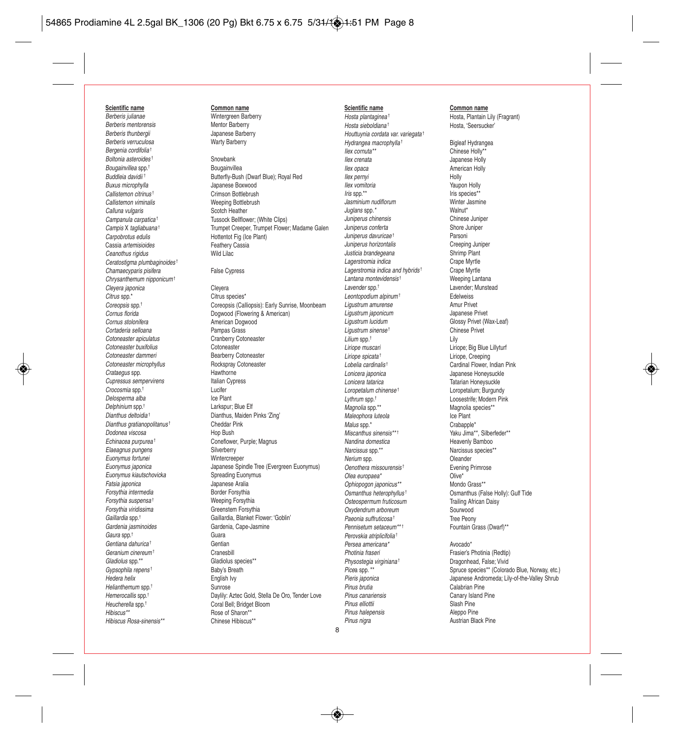| Scientific name | Common name |
|---|---|
| *Berberis julianae* | Wintergreen Barberry |
| *Berberis mentorensis* | Mentor Barberry |
| *Berberis thunbergii* | Japanese Barberry |
| *Berberis verruculosa* | Warty Barberry |
| *Bergenia cordifolia*† | |
| *Boltonia asteroides*† | Snowbank |
| *Bougainvillea* spp.† | Bougainvillea |
| *Buddleia davidii*† | Butterfly-Bush (Dwarf Blue); Royal Red |
| *Buxus microphylla* | Japanese Boxwood |
| *Callistemon citrinus*† | Crimson Bottlebrush |
| *Callistemon viminalis* | Weeping Bottlebrush |
| *Calluna vulgaris* | Scotch Heather |
| *Campanula carpatica*† | Tussock Bellflower; (White Clips) |
| *Campis* X *tagliabuana*† | Trumpet Creeper, Trumpet Flower; Madame Galen |
| *Carpobrotus edulis* | Hottentot Fig (Ice Plant) |
| Cassia *artemisioides* | Feathery Cassia |
| *Ceanothus rigidus* | Wild Lilac |
| *Ceratostigma plumbaginoides*† | |
| *Chamaecyparis pisifera* | False Cypress |
| *Chrysanthemum nipponicum*† | |
| *Cleyera japonica* | Cleyera |
| *Citrus* spp.* | Citrus species* |
| *Coreopsis* spp.† | Coreopsis (Calliopsis): Early Sunrise, Moonbeam |
| *Cornus florida* | Dogwood (Flowering & American) |
| *Cornus stolonifera* | American Dogwood |
| *Cortaderia selloana* | Pampas Grass |
| *Cotoneaster apiculatus* | Cranberry Cotoneaster |
| *Cotoneaster buxifolius* | Cotoneaster |
| *Cotoneaster dammeri* | Bearberry Cotoneaster |
| *Cotoneaster microphyllus* | Rockspray Cotoneaster |
| *Crataegus* spp. | Hawthorne |
| *Cupressus sempervirens* | Italian Cypress |
| *Crocosmia* spp.† | Lucifer |
| *Delosperma alba* | Ice Plant |
| *Delphinium* spp.† | Larkspur; Blue Elf |
| *Dianthus deltoidia*† | Dianthus, Maiden Pinks 'Zing' |
| *Dianthus gratianopolitanus*† | Cheddar Pink |
| *Dodonea viscosa* | Hop Bush |
| *Echinacea purpurea*† | Coneflower, Purple; Magnus |
| *Elaeagnus pungens* | Silverberry |
| *Euonymus fortunei* | Wintercreeper |
| *Euonymus japonica* | Japanese Spindle Tree (Evergreen Euonymus) |
| *Euonymus kiautschovicka* | Spreading Euonymus |
| *Fatsia japonica* | Japanese Aralia |
| *Forsythia intermedia* | Border Forsythia |
| *Forsythia suspensa*† | Weeping Forsythia |
| *Forsythia viridissima* | Greenstem Forsythia |
| *Gaillardia* spp.† | Gaillardia, Blanket Flower: 'Goblin' |
| *Gardenia jasminoides* | Gardenia, Cape-Jasmine |
| *Gaura* spp.† | Guara |
| *Gentiana dahurica*† | Gentian |
| *Geranium cinereum*† | Cranesbill |
| *Gladiolus* spp.** | Gladiolus species** |
| *Gypsophila repens*† | Baby's Breath |
| *Hedera helix* | English Ivy |
| *Helianthemum* spp.† | Sunrose |
| *Hemerocallis* spp.† | Daylily: Aztec Gold, Stella De Oro, Tender Love |
| *Heucherella* spp.† | Coral Bell; Bridget Bloom |
| *Hibiscus*** | Rose of Sharon** |
| *Hibiscus Rosa-sinensis*** | Chinese Hibiscus** |
| *Hosta plantaginea*† | Hosta, Plantain Lily (Fragrant) |
| *Hosta sieboldiana*† | Hosta, 'Seersucker' |
| *Houttuynia cordata var. variegata*† | |
| *Hydrangea macrophylla*† | Bigleaf Hydrangea |
| *Ilex cornuta*** | Chinese Holly** |
| *Ilex crenata* | Japanese Holly |
| *Ilex opaca* | American Holly |
| *Ilex pernyi* | Holly |
| *Ilex vomitoria* | Yaupon Holly |
| *Iris* spp.** | Iris species** |
| *Jasminium nudiflorum* | Winter Jasmine |
| *Juglans* spp.* | Walnut* |
| *Juniperus chinensis* | Chinese Juniper |
| *Juniperus conferta* | Shore Juniper |
| *Juniperus davuricae*† | Parsoni |
| *Juniperus horizontalis* | Creeping Juniper |
| *Justicia brandegeana* | Shrimp Plant |
| *Lagerstromia indica* | Crape Myrtle |
| *Lagerstromia indica and hybrids*† | Crape Myrtle |
| *Lantana montevidensis*† | Weeping Lantana |
| *Lavender* spp.† | Lavender; Munstead |
| *Leontopodium alpinum*† | Edelweiss |
| *Ligustrum amurense* | Amur Privet |
| *Ligustrum japonicum* | Japanese Privet |
| *Ligustrum lucidum* | Glossy Privet (Wax-Leaf) |
| *Ligustrum sinense*† | Chinese Privet |
| *Lilium* spp.† | Lily |
| *Liriope muscari* | Liriope; Big Blue Lillyturf |
| *Liriope spicata*† | Liriope, Creeping |
| *Lobelia cardinalis*† | Cardinal Flower, Indian Pink |
| *Lonicera japonica* | Japanese Honeysuckle |
| *Lonicera tatarica* | Tatarian Honeysuckle |
| *Loropetalum chinense*† | Loropetalum; Burgundy |
| *Lythrum* spp.† | Loosestrife; Modern Pink |
| *Magnolia* spp.** | Magnolia species** |
| *Maleophora luteola* | Ice Plant |
| *Malus* spp.* | Crabapple* |
| *Miscanthus sinensis***† | Yaku Jima**, Silberfeder** |
| *Nandina domestica* | Heavenly Bamboo |
| *Narcissus* spp.** | Narcissus species** |
| *Nerium* spp. | Oleander |
| *Oenothera missourensis*† | Evening Primrose |
| *Olea europaea** | Olive* |
| *Ophiopogon japonicus*** | Mondo Grass** |
| *Osmanthus heterophyllus*† | Osmanthus (False Holly): Gulf Tide |
| *Osteospermum fruticosum* | Trailing African Daisy |
| *Oxydendrum arboreum* | Sourwood |
| *Paeonia suffruticosa*† | Tree Peony |
| *Pennisetum setaceum***† | Fountain Grass (Dwarf)** |
| *Perovskia atriplicifolia*† | |
| *Persea americana** | Avocado* |
| *Photinia fraseri* | Frasier's Photinia (Redtip) |
| *Physostegia virginiana*† | Dragonhead, False; Vivid |
| *Picea* spp. ** | Spruce species** (Colorado Blue, Norway, etc.) |
| *Pieris japonica* | Japanese Andromeda; Lily-of-the-Valley Shrub |
| *Pinus brutia* | Calabrian Pine |
| *Pinus canariensis* | Canary Island Pine |
| *Pinus elliottii* | Slash Pine |
| *Pinus halepensis* | Aleppo Pine |
| *Pinus nigra* | Austrian Black Pine |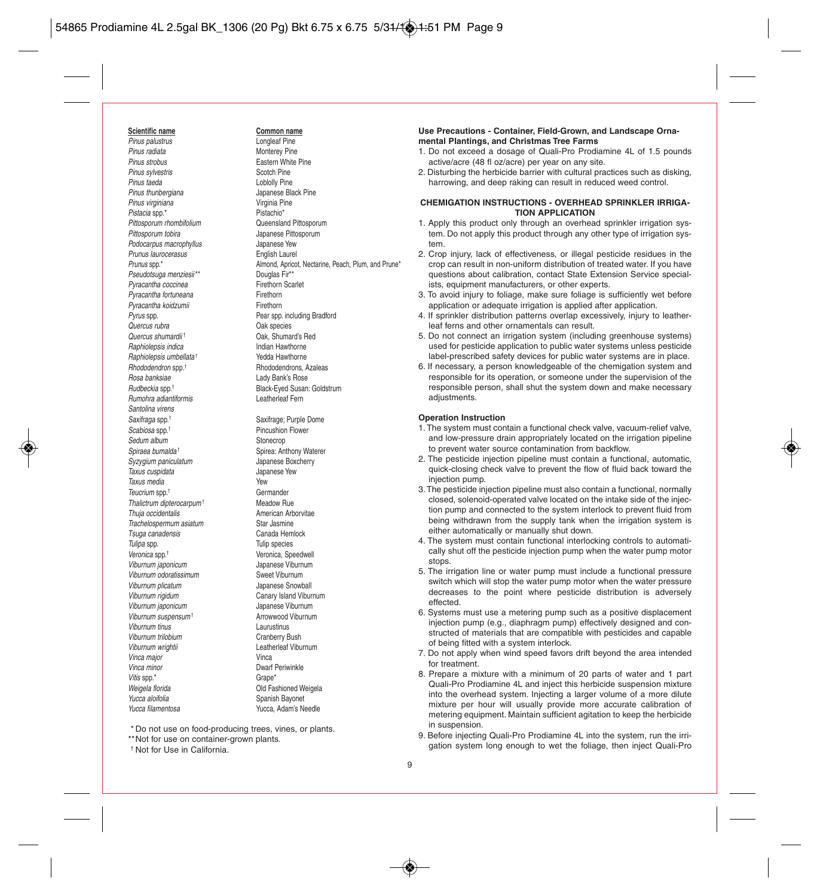| Scientific name | Common name |
|---|---|
| *Pinus palustrus* | Longleaf Pine |
| *Pinus radiata* | Monterey Pine |
| *Pinus strobus* | Eastern White Pine |
| *Pinus sylvestris* | Scotch Pine |
| *Pinus taeda* | Loblolly Pine |
| *Pinus thunbergiana* | Japanese Black Pine |
| *Pinus virginiana* | Virginia Pine |
| *Pistacia* spp.* | Pistachio* |
| *Pittosporum rhombifolium* | Queensland Pittosporum |
| *Pittosporum tobira* | Japanese Pittosporum |
| *Podocarpus macrophyllus* | Japanese Yew |
| *Prunus laurocerasus* | English Laurel |
| *Prunus* spp.* | Almond, Apricot, Nectarine, Peach, Plum, and Prune* |
| *Pseudotsuga menziesii*** | Douglas Fir** |
| *Pyracantha coccinea* | Firethorn Scarlet |
| *Pyracantha fortuneana* | Firethorn |
| *Pyracantha koidzumii* | Firethorn |
| *Pyrus* spp. | Pear spp. including Bradford |
| *Quercus rubra* | Oak species |
| *Quercus shumardii*† | Oak, Shumard's Red |
| *Raphiolepsis indica* | Indian Hawthorne |
| *Raphiolepsis umbellata*† | Yedda Hawthorne |
| *Rhododendron* spp.† | Rhododendrons, Azaleas |
| *Rosa banksiae* | Lady Bank's Rose |
| *Rudbeckia* spp.† | Black-Eyed Susan: Goldstrum |
| *Rumohra adiantiformis* | Leatherleaf Fern |
| *Santolina virens* | |
| *Saxifraga* spp.† | Saxifrage; Purple Dome |
| *Scabiosa* spp.† | Pincushion Flower |
| *Sedum album* | Stonecrop |
| *Spiraea bumalda*† | Spirea: Anthony Waterer |
| *Syzygium paniculatum* | Japanese Boxcherry |
| *Taxus cuspidata* | Japanese Yew |
| *Taxus media* | Yew |
| *Teucrium* spp.† | Germander |
| *Thalictrum dipterocarpum*† | Meadow Rue |
| *Thuja occidentalis* | American Arborvitae |
| *Trachelospermum asiatum* | Star Jasmine |
| *Tsuga canadensis* | Canada Hemlock |
| *Tulipa* spp. | Tulip species |
| *Veronica* spp.† | Veronica, Speedwell |
| *Viburnum japonicum* | Japanese Viburnum |
| *Viburnum odoratissimum* | Sweet Viburnum |
| *Viburnum plicatum* | Japanese Snowball |
| *Viburnum rigidum* | Canary Island Viburnum |
| *Viburnum japonicum* | Japanese Viburnum |
| *Viburnum suspensum*† | Arrowwood Viburnum |
| *Viburnum tinus* | Laurustinus |
| *Viburnum trilobium* | Cranberry Bush |
| *Viburnum wrightii* | Leatherleaf Viburnum |
| *Vinca major* | Vinca |
| *Vinca minor* | Dwarf Periwinkle |
| *Vitis* spp.* | Grape* |
| *Weigela florida* | Old Fashioned Weigela |
| *Yucca aloifolia* | Spanish Bayonet |
| *Yucca filamentosa* | Yucca, Adam's Needle |

* Do not use on food-producing trees, vines, or plants.
** Not for use on container-grown plants.
† Not for Use in California.

**Use Precautions - Container, Field-Grown, and Landscape Ornamental Plantings, and Christmas Tree Farms**

1. Do not exceed a dosage of Quali-Pro Prodiamine 4L of 1.5 pounds active/acre (48 fl oz/acre) per year on any site.
2. Disturbing the herbicide barrier with cultural practices such as disking, harrowing, and deep raking can result in reduced weed control.

**CHEMIGATION INSTRUCTIONS - OVERHEAD SPRINKLER IRRIGATION APPLICATION**

1. Apply this product only through an overhead sprinkler irrigation system. Do not apply this product through any other type of irrigation system.
2. Crop injury, lack of effectiveness, or illegal pesticide residues in the crop can result in non-uniform distribution of treated water. If you have questions about calibration, contact State Extension Service specialists, equipment manufacturers, or other experts.
3. To avoid injury to foliage, make sure foliage is sufficiently wet before application or adequate irrigation is applied after application.
4. If sprinkler distribution patterns overlap excessively, injury to leatherleaf ferns and other ornamentals can result.
5. Do not connect an irrigation system (including greenhouse systems) used for pesticide application to public water systems unless pesticide label-prescribed safety devices for public water systems are in place.
6. If necessary, a person knowledgeable of the chemigation system and responsible for its operation, or someone under the supervision of the responsible person, shall shut the system down and make necessary adjustments.

**Operation Instruction**

1. The system must contain a functional check valve, vacuum-relief valve, and low-pressure drain appropriately located on the irrigation pipeline to prevent water source contamination from backflow.
2. The pesticide injection pipeline must contain a functional, automatic, quick-closing check valve to prevent the flow of fluid back toward the injection pump.
3. The pesticide injection pipeline must also contain a functional, normally closed, solenoid-operated valve located on the intake side of the injection pump and connected to the system interlock to prevent fluid from being withdrawn from the supply tank when the irrigation system is either automatically or manually shut down.
4. The system must contain functional interlocking controls to automatically shut off the pesticide injection pump when the water pump motor stops.
5. The irrigation line or water pump must include a functional pressure switch which will stop the water pump motor when the water pressure decreases to the point where pesticide distribution is adversely effected.
6. Systems must use a metering pump such as a positive displacement injection pump (e.g., diaphragm pump) effectively designed and constructed of materials that are compatible with pesticides and capable of being fitted with a system interlock.
7. Do not apply when wind speed favors drift beyond the area intended for treatment.
8. Prepare a mixture with a minimum of 20 parts of water and 1 part Quali-Pro Prodiamine 4L and inject this herbicide suspension mixture into the overhead system. Injecting a larger volume of a more dilute mixture per hour will usually provide more accurate calibration of metering equipment. Maintain sufficient agitation to keep the herbicide in suspension.
9. Before injecting Quali-Pro Prodiamine 4L into the system, run the irrigation system long enough to wet the foliage, then inject Quali-Pro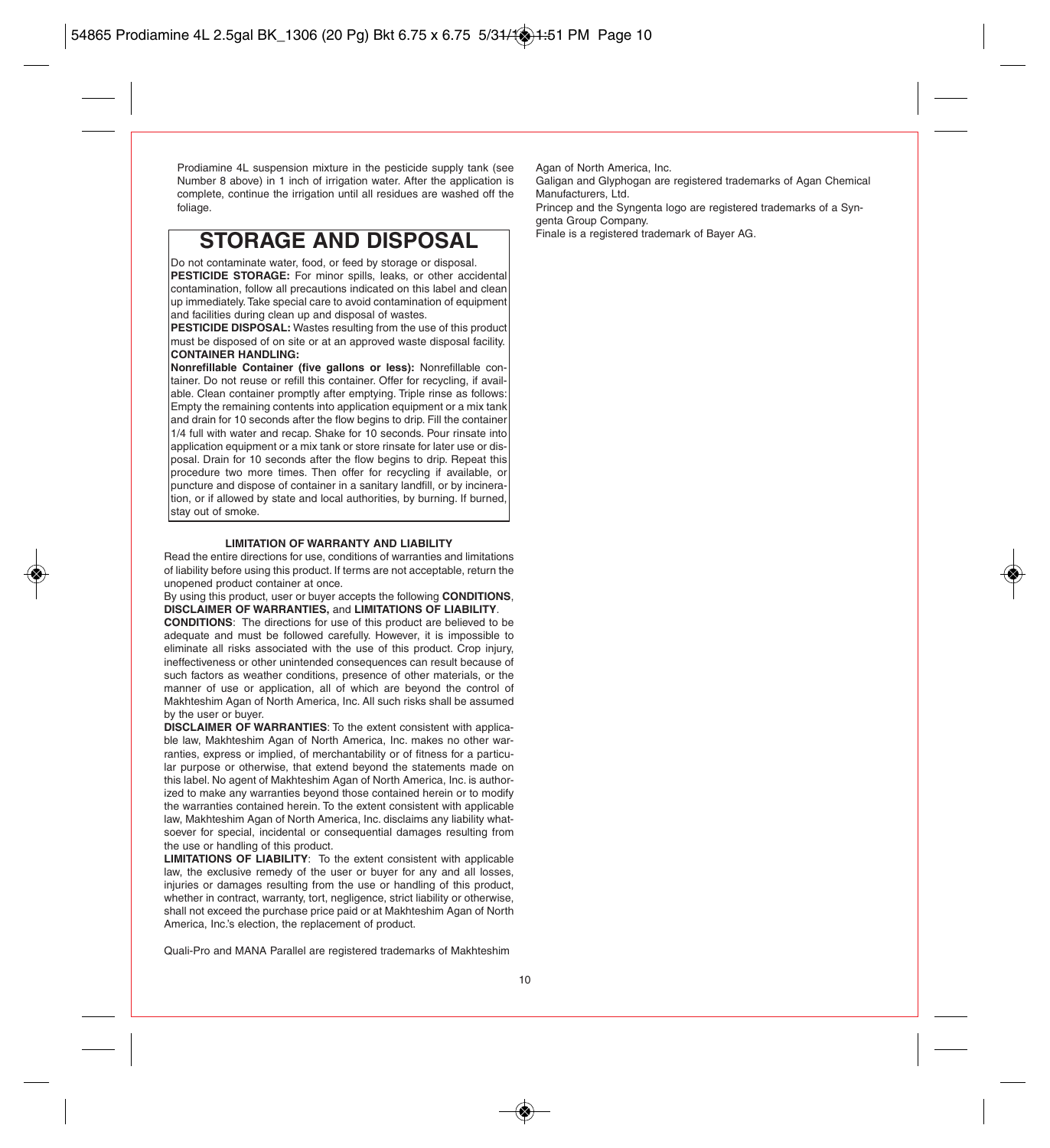Prodiamine 4L suspension mixture in the pesticide supply tank (see Number 8 above) in 1 inch of irrigation water. After the application is complete, continue the irrigation until all residues are washed off the foliage.

## STORAGE AND DISPOSAL

Do not contaminate water, food, or feed by storage or disposal.

**PESTICIDE STORAGE:** For minor spills, leaks, or other accidental contamination, follow all precautions indicated on this label and clean up immediately. Take special care to avoid contamination of equipment and facilities during clean up and disposal of wastes.

**PESTICIDE DISPOSAL:** Wastes resulting from the use of this product must be disposed of on site or at an approved waste disposal facility.

**CONTAINER HANDLING:**

**Nonrefillable Container (five gallons or less):** Nonrefillable container. Do not reuse or refill this container. Offer for recycling, if available. Clean container promptly after emptying. Triple rinse as follows: Empty the remaining contents into application equipment or a mix tank and drain for 10 seconds after the flow begins to drip. Fill the container 1/4 full with water and recap. Shake for 10 seconds. Pour rinsate into application equipment or a mix tank or store rinsate for later use or disposal. Drain for 10 seconds after the flow begins to drip. Repeat this procedure two more times. Then offer for recycling if available, or puncture and dispose of container in a sanitary landfill, or by incineration, or if allowed by state and local authorities, by burning. If burned, stay out of smoke.

**LIMITATION OF WARRANTY AND LIABILITY**

Read the entire directions for use, conditions of warranties and limitations of liability before using this product. If terms are not acceptable, return the unopened product container at once.

By using this product, user or buyer accepts the following **CONDITIONS**, **DISCLAIMER OF WARRANTIES,** and **LIMITATIONS OF LIABILITY**.

**CONDITIONS**: The directions for use of this product are believed to be adequate and must be followed carefully. However, it is impossible to eliminate all risks associated with the use of this product. Crop injury, ineffectiveness or other unintended consequences can result because of such factors as weather conditions, presence of other materials, or the manner of use or application, all of which are beyond the control of Makhteshim Agan of North America, Inc. All such risks shall be assumed by the user or buyer.

**DISCLAIMER OF WARRANTIES**: To the extent consistent with applicable law, Makhteshim Agan of North America, Inc. makes no other warranties, express or implied, of merchantability or of fitness for a particular purpose or otherwise, that extend beyond the statements made on this label. No agent of Makhteshim Agan of North America, Inc. is authorized to make any warranties beyond those contained herein or to modify the warranties contained herein. To the extent consistent with applicable law, Makhteshim Agan of North America, Inc. disclaims any liability whatsoever for special, incidental or consequential damages resulting from the use or handling of this product.

**LIMITATIONS OF LIABILITY**: To the extent consistent with applicable law, the exclusive remedy of the user or buyer for any and all losses, injuries or damages resulting from the use or handling of this product, whether in contract, warranty, tort, negligence, strict liability or otherwise, shall not exceed the purchase price paid or at Makhteshim Agan of North America, Inc.'s election, the replacement of product.

Quali-Pro and MANA Parallel are registered trademarks of Makhteshim Agan of North America, Inc.

Galigan and Glyphogan are registered trademarks of Agan Chemical Manufacturers, Ltd.

Princep and the Syngenta logo are registered trademarks of a Syngenta Group Company.

Finale is a registered trademark of Bayer AG.